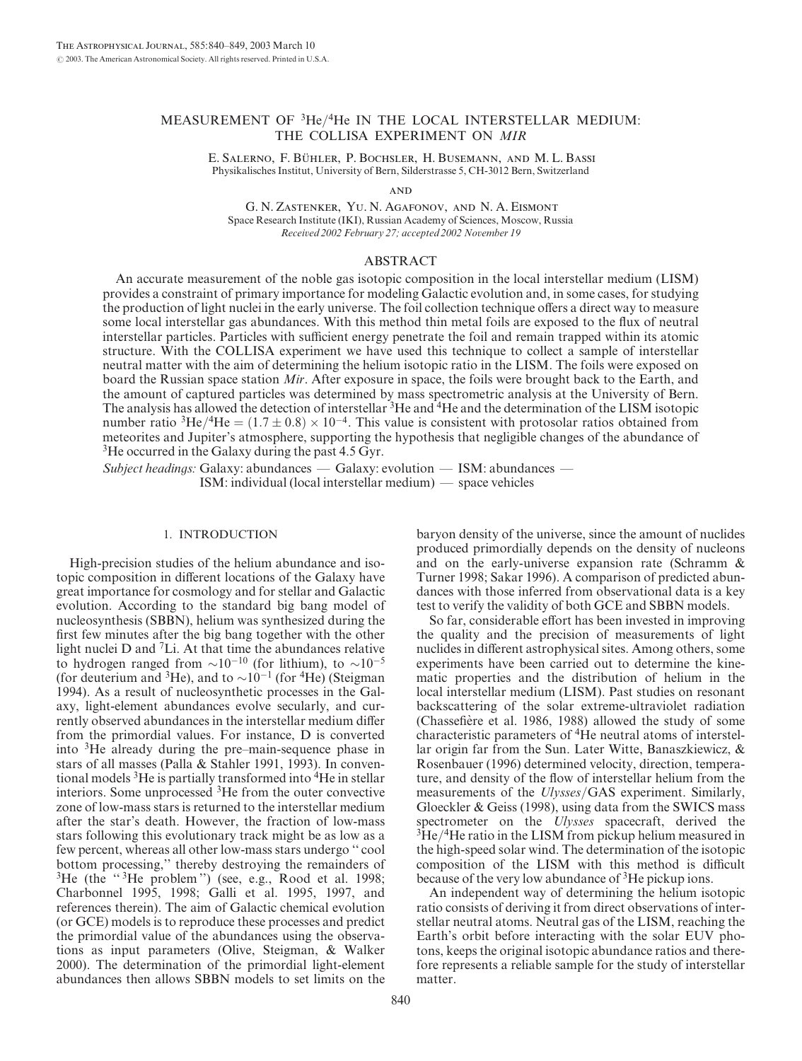# MEASUREMENT OF $^3$He/$^4$He IN THE LOCAL INTERSTELLAR MEDIUM: THE COLLISA EXPERIMENT ON *MIR*

E. Salerno, F. Bühler, P. Bochsler, H. Busemann, and M. L. Bassi
Physikalisches Institut, University of Bern, Silderstrasse 5, CH-3012 Bern, Switzerland

and

G. N. Zastenker, Yu. N. Agafonov, and N. A. Eismont
Space Research Institute (IKI), Russian Academy of Sciences, Moscow, Russia
*Received 2002 February 27; accepted 2002 November 19*

## ABSTRACT

An accurate measurement of the noble gas isotopic composition in the local interstellar medium (LISM) provides a constraint of primary importance for modeling Galactic evolution and, in some cases, for studying the production of light nuclei in the early universe. The foil collection technique offers a direct way to measure some local interstellar gas abundances. With this method thin metal foils are exposed to the flux of neutral interstellar particles. Particles with sufficient energy penetrate the foil and remain trapped within its atomic structure. With the COLLISA experiment we have used this technique to collect a sample of interstellar neutral matter with the aim of determining the helium isotopic ratio in the LISM. The foils were exposed on board the Russian space station *Mir*. After exposure in space, the foils were brought back to the Earth, and the amount of captured particles was determined by mass spectrometric analysis at the University of Bern. The analysis has allowed the detection of interstellar $^3$He and $^4$He and the determination of the LISM isotopic number ratio $^3$He/$^4$He $= (1.7 \pm 0.8) \times 10^{-4}$. This value is consistent with protosolar ratios obtained from meteorites and Jupiter's atmosphere, supporting the hypothesis that negligible changes of the abundance of $^3$He occurred in the Galaxy during the past 4.5 Gyr.

*Subject headings:* Galaxy: abundances — Galaxy: evolution — ISM: abundances — ISM: individual (local interstellar medium) — space vehicles

## 1. INTRODUCTION

High-precision studies of the helium abundance and isotopic composition in different locations of the Galaxy have great importance for cosmology and for stellar and Galactic evolution. According to the standard big bang model of nucleosynthesis (SBBN), helium was synthesized during the first few minutes after the big bang together with the other light nuclei D and $^7$Li. At that time the abundances relative to hydrogen ranged from $\sim 10^{-10}$ (for lithium), to $\sim 10^{-5}$ (for deuterium and $^3$He), and to $\sim 10^{-1}$ (for $^4$He) (Steigman 1994). As a result of nucleosynthetic processes in the Galaxy, light-element abundances evolve secularly, and currently observed abundances in the interstellar medium differ from the primordial values. For instance, D is converted into $^3$He already during the pre–main-sequence phase in stars of all masses (Palla & Stahler 1991, 1993). In conventional models $^3$He is partially transformed into $^4$He in stellar interiors. Some unprocessed $^3$He from the outer convective zone of low-mass stars is returned to the interstellar medium after the star's death. However, the fraction of low-mass stars following this evolutionary track might be as low as a few percent, whereas all other low-mass stars undergo "cool bottom processing," thereby destroying the remainders of $^3$He (the "$^3$He problem") (see, e.g., Rood et al. 1998; Charbonnel 1995, 1998; Galli et al. 1995, 1997, and references therein). The aim of Galactic chemical evolution (or GCE) models is to reproduce these processes and predict the primordial value of the abundances using the observations as input parameters (Olive, Steigman, & Walker 2000). The determination of the primordial light-element abundances then allows SBBN models to set limits on the baryon density of the universe, since the amount of nuclides produced primordially depends on the density of nucleons and on the early-universe expansion rate (Schramm & Turner 1998; Sakar 1996). A comparison of predicted abundances with those inferred from observational data is a key test to verify the validity of both GCE and SBBN models.

So far, considerable effort has been invested in improving the quality and the precision of measurements of light nuclides in different astrophysical sites. Among others, some experiments have been carried out to determine the kinematic properties and the distribution of helium in the local interstellar medium (LISM). Past studies on resonant backscattering of the solar extreme-ultraviolet radiation (Chassefière et al. 1986, 1988) allowed the study of some characteristic parameters of $^4$He neutral atoms of interstellar origin far from the Sun. Later Witte, Banaszkiewicz, & Rosenbauer (1996) determined velocity, direction, temperature, and density of the flow of interstellar helium from the measurements of the *Ulysses*/GAS experiment. Similarly, Gloeckler & Geiss (1998), using data from the SWICS mass spectrometer on the *Ulysses* spacecraft, derived the $^3$He/$^4$He ratio in the LISM from pickup helium measured in the high-speed solar wind. The determination of the isotopic composition of the LISM with this method is difficult because of the very low abundance of $^3$He pickup ions.

An independent way of determining the helium isotopic ratio consists of deriving it from direct observations of interstellar neutral atoms. Neutral gas of the LISM, reaching the Earth's orbit before interacting with the solar EUV photons, keeps the original isotopic abundance ratios and therefore represents a reliable sample for the study of interstellar matter.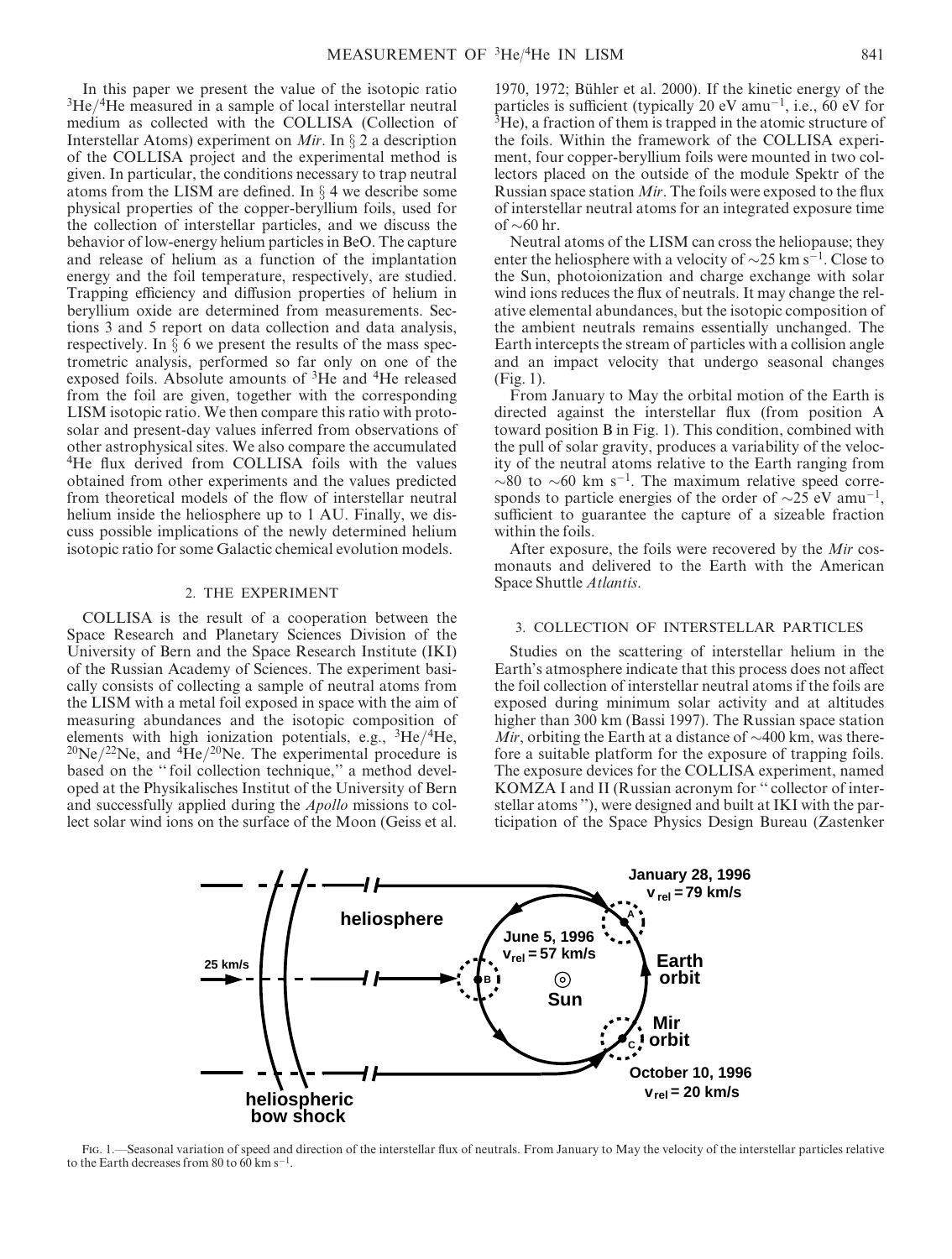In this paper we present the value of the isotopic ratio $^3He/^4He$ measured in a sample of local interstellar neutral medium as collected with the COLLISA (Collection of Interstellar Atoms) experiment on *Mir*. In § 2 a description of the COLLISA project and the experimental method is given. In particular, the conditions necessary to trap neutral atoms from the LISM are defined. In § 4 we describe some physical properties of the copper-beryllium foils, used for the collection of interstellar particles, and we discuss the behavior of low-energy helium particles in BeO. The capture and release of helium as a function of the implantation energy and the foil temperature, respectively, are studied. Trapping efficiency and diffusion properties of helium in beryllium oxide are determined from measurements. Sections 3 and 5 report on data collection and data analysis, respectively. In § 6 we present the results of the mass spectrometric analysis, performed so far only on one of the exposed foils. Absolute amounts of $^3He$ and $^4He$ released from the foil are given, together with the corresponding LISM isotopic ratio. We then compare this ratio with protosolar and present-day values inferred from observations of other astrophysical sites. We also compare the accumulated $^4He$ flux derived from COLLISA foils with the values obtained from other experiments and the values predicted from theoretical models of the flow of interstellar neutral helium inside the heliosphere up to 1 AU. Finally, we discuss possible implications of the newly determined helium isotopic ratio for some Galactic chemical evolution models.

## 2. THE EXPERIMENT

COLLISA is the result of a cooperation between the Space Research and Planetary Sciences Division of the University of Bern and the Space Research Institute (IKI) of the Russian Academy of Sciences. The experiment basically consists of collecting a sample of neutral atoms from the LISM with a metal foil exposed in space with the aim of measuring abundances and the isotopic composition of elements with high ionization potentials, e.g., $^3He/^4He$, $^{20}Ne/^{22}Ne$, and $^4He/^{20}Ne$. The experimental procedure is based on the "foil collection technique," a method developed at the Physikalisches Institut of the University of Bern and successfully applied during the *Apollo* missions to collect solar wind ions on the surface of the Moon (Geiss et al. 1970, 1972; Bühler et al. 2000). If the kinetic energy of the particles is sufficient (typically 20 eV $amu^{-1}$, i.e., 60 eV for $^3He$), a fraction of them is trapped in the atomic structure of the foils. Within the framework of the COLLISA experiment, four copper-beryllium foils were mounted in two collectors placed on the outside of the module Spektr of the Russian space station *Mir*. The foils were exposed to the flux of interstellar neutral atoms for an integrated exposure time of ~60 hr.

Neutral atoms of the LISM can cross the heliopause; they enter the heliosphere with a velocity of ~25 km $s^{-1}$. Close to the Sun, photoionization and charge exchange with solar wind ions reduces the flux of neutrals. It may change the relative elemental abundances, but the isotopic composition of the ambient neutrals remains essentially unchanged. The Earth intercepts the stream of particles with a collision angle and an impact velocity that undergo seasonal changes (Fig. 1).

From January to May the orbital motion of the Earth is directed against the interstellar flux (from position A toward position B in Fig. 1). This condition, combined with the pull of solar gravity, produces a variability of the velocity of the neutral atoms relative to the Earth ranging from ~80 to ~60 km $s^{-1}$. The maximum relative speed corresponds to particle energies of the order of ~25 eV $amu^{-1}$, sufficient to guarantee the capture of a sizeable fraction within the foils.

After exposure, the foils were recovered by the *Mir* cosmonauts and delivered to the Earth with the American Space Shuttle *Atlantis*.

## 3. COLLECTION OF INTERSTELLAR PARTICLES

Studies on the scattering of interstellar helium in the Earth's atmosphere indicate that this process does not affect the foil collection of interstellar neutral atoms if the foils are exposed during minimum solar activity and at altitudes higher than 300 km (Bassi 1997). The Russian space station *Mir*, orbiting the Earth at a distance of ~400 km, was therefore a suitable platform for the exposure of trapping foils. The exposure devices for the COLLISA experiment, named KOMZA I and II (Russian acronym for "collector of interstellar atoms"), were designed and built at IKI with the participation of the Space Physics Design Bureau (Zastenker

Fig. 1.—Seasonal variation of speed and direction of the interstellar flux of neutrals. From January to May the velocity of the interstellar particles relative to the Earth decreases from 80 to 60 km $s^{-1}$.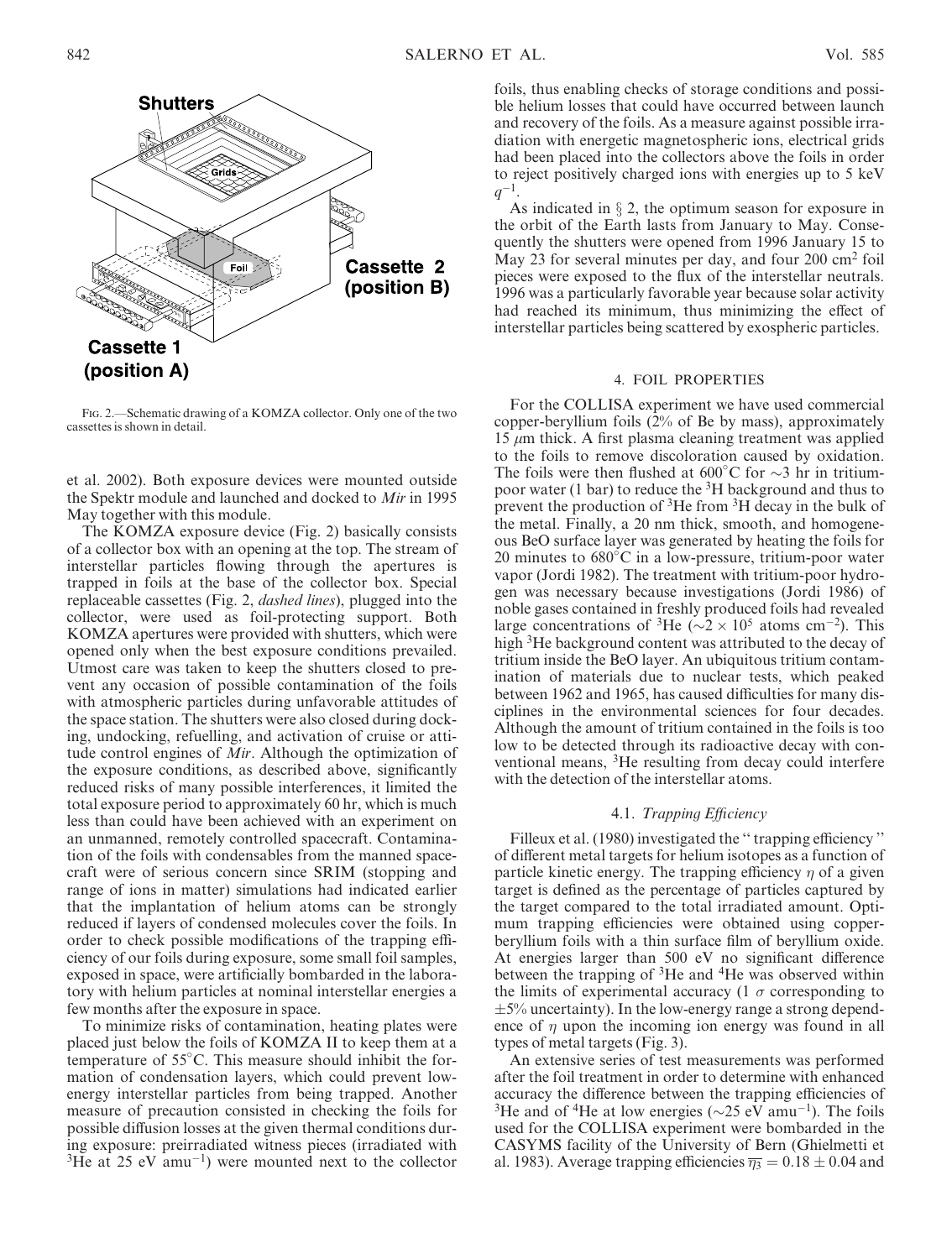Fig. 2.—Schematic drawing of a KOMZA collector. Only one of the two cassettes is shown in detail.

et al. 2002). Both exposure devices were mounted outside the Spektr module and launched and docked to *Mir* in 1995 May together with this module.

The KOMZA exposure device (Fig. 2) basically consists of a collector box with an opening at the top. The stream of interstellar particles flowing through the apertures is trapped in foils at the base of the collector box. Special replaceable cassettes (Fig. 2, *dashed lines*), plugged into the collector, were used as foil-protecting support. Both KOMZA apertures were provided with shutters, which were opened only when the best exposure conditions prevailed. Utmost care was taken to keep the shutters closed to prevent any occasion of possible contamination of the foils with atmospheric particles during unfavorable attitudes of the space station. The shutters were also closed during docking, undocking, refuelling, and activation of cruise or attitude control engines of *Mir*. Although the optimization of the exposure conditions, as described above, significantly reduced risks of many possible interferences, it limited the total exposure period to approximately 60 hr, which is much less than could have been achieved with an experiment on an unmanned, remotely controlled spacecraft. Contamination of the foils with condensables from the manned spacecraft were of serious concern since SRIM (stopping and range of ions in matter) simulations had indicated earlier that the implantation of helium atoms can be strongly reduced if layers of condensed molecules cover the foils. In order to check possible modifications of the trapping efficiency of our foils during exposure, some small foil samples, exposed in space, were artificially bombarded in the laboratory with helium particles at nominal interstellar energies a few months after the exposure in space.

To minimize risks of contamination, heating plates were placed just below the foils of KOMZA II to keep them at a temperature of 55°C. This measure should inhibit the formation of condensation layers, which could prevent low-energy interstellar particles from being trapped. Another measure of precaution consisted in checking the foils for possible diffusion losses at the given thermal conditions during exposure: preirradiated witness pieces (irradiated with $^3$He at 25 eV amu$^{-1}$) were mounted next to the collector foils, thus enabling checks of storage conditions and possible helium losses that could have occurred between launch and recovery of the foils. As a measure against possible irradiation with energetic magnetospheric ions, electrical grids had been placed into the collectors above the foils in order to reject positively charged ions with energies up to 5 keV $q^{-1}$.

As indicated in § 2, the optimum season for exposure in the orbit of the Earth lasts from January to May. Consequently the shutters were opened from 1996 January 15 to May 23 for several minutes per day, and four 200 cm$^2$ foil pieces were exposed to the flux of the interstellar neutrals. 1996 was a particularly favorable year because solar activity had reached its minimum, thus minimizing the effect of interstellar particles being scattered by exospheric particles.

## 4. FOIL PROPERTIES

For the COLLISA experiment we have used commercial copper-beryllium foils (2% of Be by mass), approximately 15 $\mu$m thick. A first plasma cleaning treatment was applied to the foils to remove discoloration caused by oxidation. The foils were then flushed at 600°C for ~3 hr in tritium-poor water (1 bar) to reduce the $^3$H background and thus to prevent the production of $^3$He from $^3$H decay in the bulk of the metal. Finally, a 20 nm thick, smooth, and homogeneous BeO surface layer was generated by heating the foils for 20 minutes to 680°C in a low-pressure, tritium-poor water vapor (Jordi 1982). The treatment with tritium-poor hydrogen was necessary because investigations (Jordi 1986) of noble gases contained in freshly produced foils had revealed large concentrations of $^3$He ($\sim 2 \times 10^5$ atoms cm$^{-2}$). This high $^3$He background content was attributed to the decay of tritium inside the BeO layer. An ubiquitous tritium contamination of materials due to nuclear tests, which peaked between 1962 and 1965, has caused difficulties for many disciplines in the environmental sciences for four decades. Although the amount of tritium contained in the foils is too low to be detected through its radioactive decay with conventional means, $^3$He resulting from decay could interfere with the detection of the interstellar atoms.

### 4.1. *Trapping Efficiency*

Filleux et al. (1980) investigated the "trapping efficiency" of different metal targets for helium isotopes as a function of particle kinetic energy. The trapping efficiency $\eta$ of a given target is defined as the percentage of particles captured by the target compared to the total irradiated amount. Optimum trapping efficiencies were obtained using copper-beryllium foils with a thin surface film of beryllium oxide. At energies larger than 500 eV no significant difference between the trapping of $^3$He and $^4$He was observed within the limits of experimental accuracy (1 $\sigma$ corresponding to ±5% uncertainty). In the low-energy range a strong dependence of $\eta$ upon the incoming ion energy was found in all types of metal targets (Fig. 3).

An extensive series of test measurements was performed after the foil treatment in order to determine with enhanced accuracy the difference between the trapping efficiencies of $^3$He and of $^4$He at low energies (~25 eV amu$^{-1}$). The foils used for the COLLISA experiment were bombarded in the CASYMS facility of the University of Bern (Ghielmetti et al. 1983). Average trapping efficiencies $\overline{\eta_3} = 0.18 \pm 0.04$ and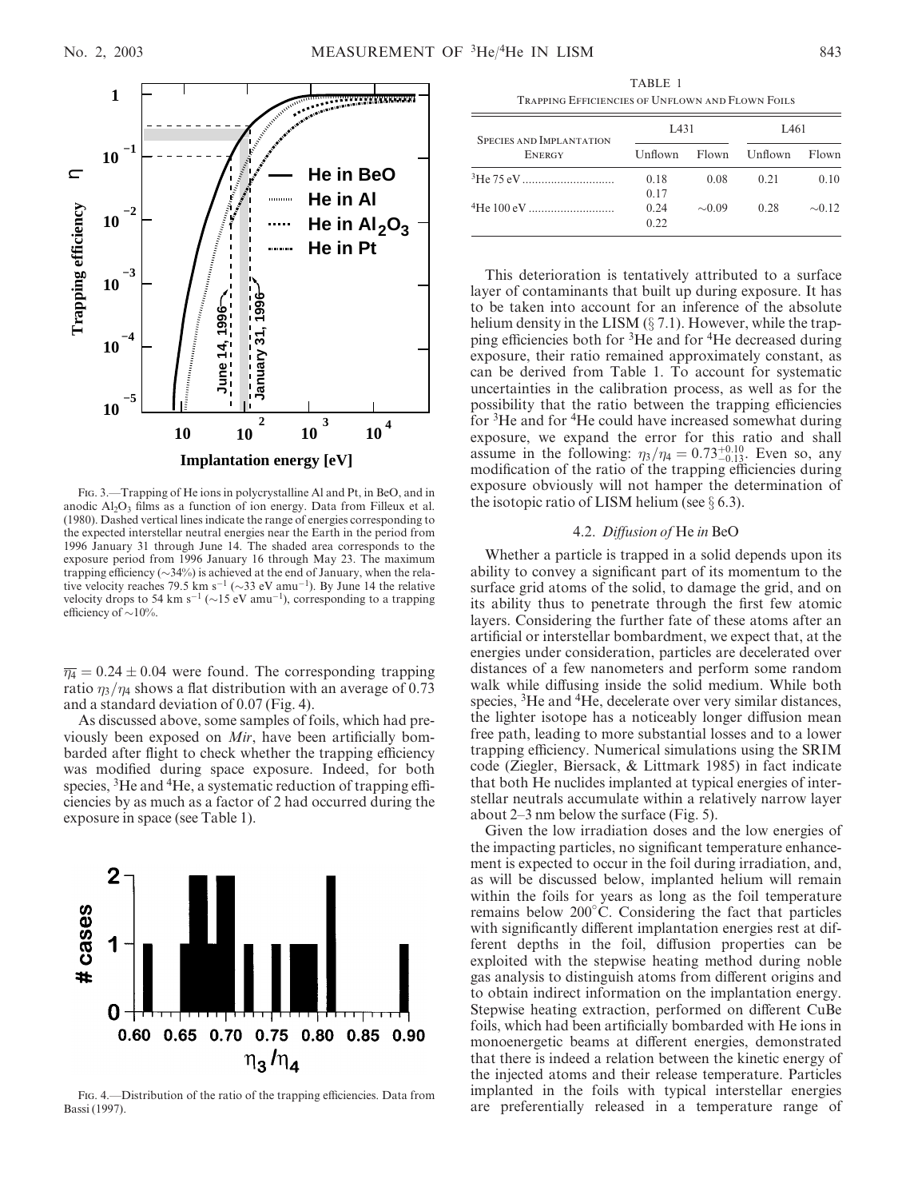FIG. 3.—Trapping of He ions in polycrystalline Al and Pt, in BeO, and in anodic $Al_2O_3$ films as a function of ion energy. Data from Filleux et al. (1980). Dashed vertical lines indicate the range of energies corresponding to the expected interstellar neutral energies near the Earth in the period from 1996 January 31 through June 14. The shaded area corresponds to the exposure period from 1996 January 16 through May 23. The maximum trapping efficiency (~34%) is achieved at the end of January, when the relative velocity reaches 79.5 km s$^{-1}$ (~33 eV amu$^{-1}$). By June 14 the relative velocity drops to 54 km s$^{-1}$ (~15 eV amu$^{-1}$), corresponding to a trapping efficiency of ~10%.

$\overline{\eta_4} = 0.24 \pm 0.04$ were found. The corresponding trapping ratio $\eta_3/\eta_4$ shows a flat distribution with an average of 0.73 and a standard deviation of 0.07 (Fig. 4).

As discussed above, some samples of foils, which had previously been exposed on *Mir*, have been artificially bombarded after flight to check whether the trapping efficiency was modified during space exposure. Indeed, for both species, $^3$He and $^4$He, a systematic reduction of trapping efficiencies by as much as a factor of 2 had occurred during the exposure in space (see Table 1).

FIG. 4.—Distribution of the ratio of the trapping efficiencies. Data from Bassi (1997).

TABLE 1
TRAPPING EFFICIENCIES OF UNFLOWN AND FLOWN FOILS

| SPECIES AND IMPLANTATION ENERGY | L431 | | L461 | |
|---|---|---|---|---|
| | Unflown | Flown | Unflown | Flown |
| $^3$He 75 eV | 0.18<br>0.17 | 0.08 | 0.21 | 0.10 |
| $^4$He 100 eV | 0.24<br>0.22 | ~0.09 | 0.28 | ~0.12 |

This deterioration is tentatively attributed to a surface layer of contaminants that built up during exposure. It has to be taken into account for an inference of the absolute helium density in the LISM (§ 7.1). However, while the trapping efficiencies both for $^3$He and for $^4$He decreased during exposure, their ratio remained approximately constant, as can be derived from Table 1. To account for systematic uncertainties in the calibration process, as well as for the possibility that the ratio between the trapping efficiencies for $^3$He and for $^4$He could have increased somewhat during exposure, we expand the error for this ratio and shall assume in the following: $\eta_3/\eta_4 = 0.73^{+0.10}_{-0.13}$. Even so, any modification of the ratio of the trapping efficiencies during exposure obviously will not hamper the determination of the isotopic ratio of LISM helium (see § 6.3).

### 4.2. *Diffusion of* He *in* BeO

Whether a particle is trapped in a solid depends upon its ability to convey a significant part of its momentum to the surface grid atoms of the solid, to damage the grid, and on its ability thus to penetrate through the first few atomic layers. Considering the further fate of these atoms after an artificial or interstellar bombardment, we expect that, at the energies under consideration, particles are decelerated over distances of a few nanometers and perform some random walk while diffusing inside the solid medium. While both species, $^3$He and $^4$He, decelerate over very similar distances, the lighter isotope has a noticeably longer diffusion mean free path, leading to more substantial losses and to a lower trapping efficiency. Numerical simulations using the SRIM code (Ziegler, Biersack, & Littmark 1985) in fact indicate that both He nuclides implanted at typical energies of interstellar neutrals accumulate within a relatively narrow layer about 2–3 nm below the surface (Fig. 5).

Given the low irradiation doses and the low energies of the impacting particles, no significant temperature enhancement is expected to occur in the foil during irradiation, and, as will be discussed below, implanted helium will remain within the foils for years as long as the foil temperature remains below 200°C. Considering the fact that particles with significantly different implantation energies rest at different depths in the foil, diffusion properties can be exploited with the stepwise heating method during noble gas analysis to distinguish atoms from different origins and to obtain indirect information on the implantation energy. Stepwise heating extraction, performed on different CuBe foils, which had been artificially bombarded with He ions in monoenergetic beams at different energies, demonstrated that there is indeed a relation between the kinetic energy of the injected atoms and their release temperature. Particles implanted in the foils with typical interstellar energies are preferentially released in a temperature range of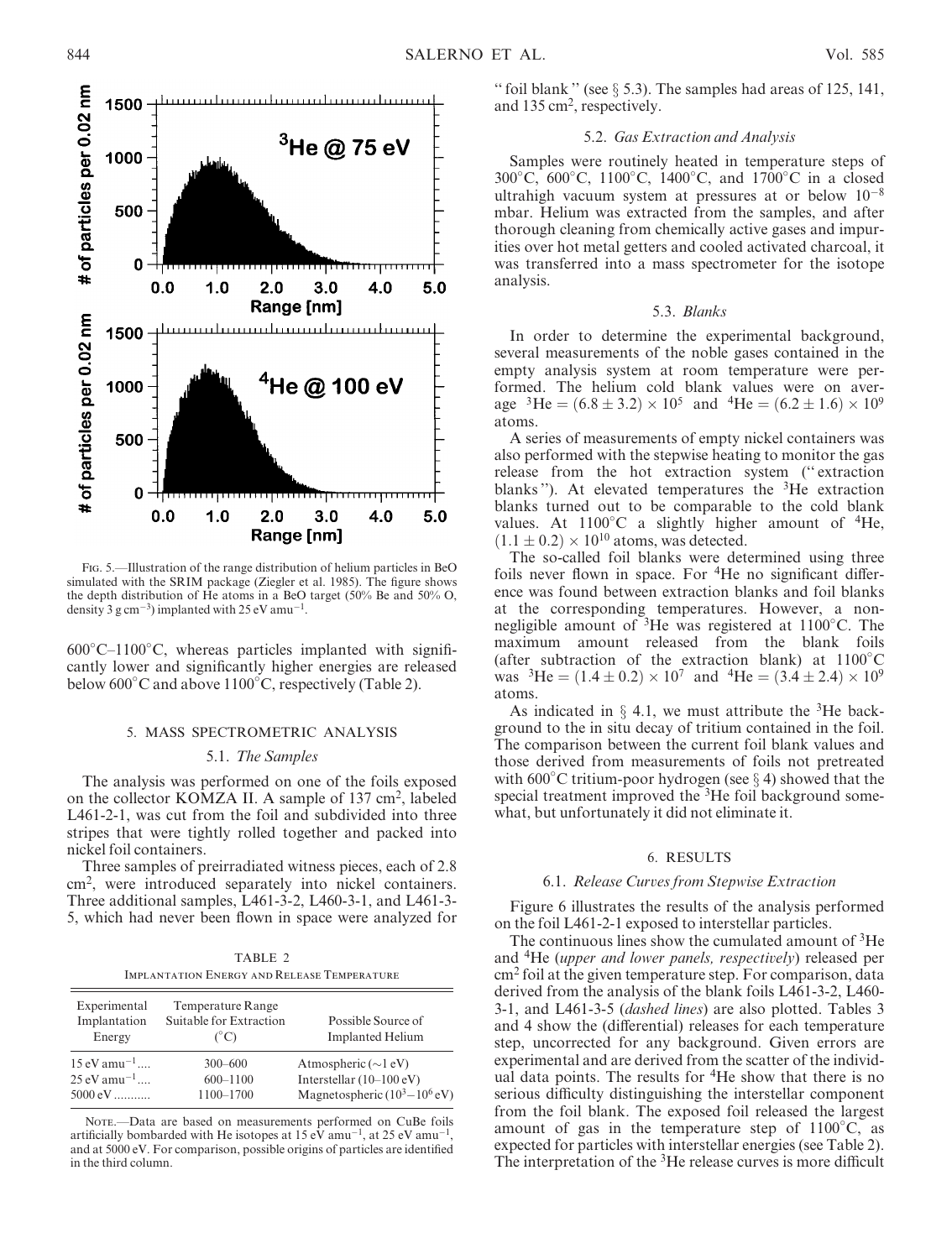Fig. 5.—Illustration of the range distribution of helium particles in BeO simulated with the SRIM package (Ziegler et al. 1985). The figure shows the depth distribution of He atoms in a BeO target (50% Be and 50% O, density 3 g cm$^{-3}$) implanted with 25 eV amu$^{-1}$.

600°C–1100°C, whereas particles implanted with significantly lower and significantly higher energies are released below 600°C and above 1100°C, respectively (Table 2).

## 5. MASS SPECTROMETRIC ANALYSIS

### 5.1. *The Samples*

The analysis was performed on one of the foils exposed on the collector KOMZA II. A sample of 137 cm$^2$, labeled L461-2-1, was cut from the foil and subdivided into three stripes that were tightly rolled together and packed into nickel foil containers.

Three samples of preirradiated witness pieces, each of 2.8 cm$^2$, were introduced separately into nickel containers. Three additional samples, L461-3-2, L460-3-1, and L461-3-5, which had never been flown in space were analyzed for "foil blank" (see § 5.3). The samples had areas of 125, 141, and 135 cm$^2$, respectively.

TABLE 2
IMPLANTATION ENERGY AND RELEASE TEMPERATURE

| Experimental Implantation Energy | Temperature Range Suitable for Extraction (°C) | Possible Source of Implanted Helium |
|---|---|---|
| 15 eV amu$^{-1}$.... | 300–600 | Atmospheric (~1 eV) |
| 25 eV amu$^{-1}$.... | 600–1100 | Interstellar (10–100 eV) |
| 5000 eV........... | 1100–1700 | Magnetospheric ($10^3$–$10^6$ eV) |

Note.—Data are based on measurements performed on CuBe foils artificially bombarded with He isotopes at 15 eV amu$^{-1}$, at 25 eV amu$^{-1}$, and at 5000 eV. For comparison, possible origins of particles are identified in the third column.

### 5.2. *Gas Extraction and Analysis*

Samples were routinely heated in temperature steps of 300°C, 600°C, 1100°C, 1400°C, and 1700°C in a closed ultrahigh vacuum system at pressures at or below $10^{-8}$ mbar. Helium was extracted from the samples, and after thorough cleaning from chemically active gases and impurities over hot metal getters and cooled activated charcoal, it was transferred into a mass spectrometer for the isotope analysis.

### 5.3. *Blanks*

In order to determine the experimental background, several measurements of the noble gases contained in the empty analysis system at room temperature were performed. The helium cold blank values were on average $^3$He $= (6.8 \pm 3.2) \times 10^5$ and $^4$He $= (6.2 \pm 1.6) \times 10^9$ atoms.

A series of measurements of empty nickel containers was also performed with the stepwise heating to monitor the gas release from the hot extraction system ("extraction blanks"). At elevated temperatures the $^3$He extraction blanks turned out to be comparable to the cold blank values. At 1100°C a slightly higher amount of $^4$He, $(1.1 \pm 0.2) \times 10^{10}$ atoms, was detected.

The so-called foil blanks were determined using three foils never flown in space. For $^4$He no significant difference was found between extraction blanks and foil blanks at the corresponding temperatures. However, a nonnegligible amount of $^3$He was registered at 1100°C. The maximum amount released from the blank foils (after subtraction of the extraction blank) at 1100°C was $^3$He $= (1.4 \pm 0.2) \times 10^7$ and $^4$He $= (3.4 \pm 2.4) \times 10^9$ atoms.

As indicated in § 4.1, we must attribute the $^3$He background to the in situ decay of tritium contained in the foil. The comparison between the current foil blank values and those derived from measurements of foils not pretreated with 600°C tritium-poor hydrogen (see § 4) showed that the special treatment improved the $^3$He foil background somewhat, but unfortunately it did not eliminate it.

## 6. RESULTS

### 6.1. *Release Curves from Stepwise Extraction*

Figure 6 illustrates the results of the analysis performed on the foil L461-2-1 exposed to interstellar particles.

The continuous lines show the cumulated amount of $^3$He and $^4$He (*upper and lower panels, respectively*) released per cm$^2$ foil at the given temperature step. For comparison, data derived from the analysis of the blank foils L461-3-2, L460-3-1, and L461-3-5 (*dashed lines*) are also plotted. Tables 3 and 4 show the (differential) releases for each temperature step, uncorrected for any background. Given errors are experimental and are derived from the scatter of the individual data points. The results for $^4$He show that there is no serious difficulty distinguishing the interstellar component from the foil blank. The exposed foil released the largest amount of gas in the temperature step of 1100°C, as expected for particles with interstellar energies (see Table 2). The interpretation of the $^3$He release curves is more difficult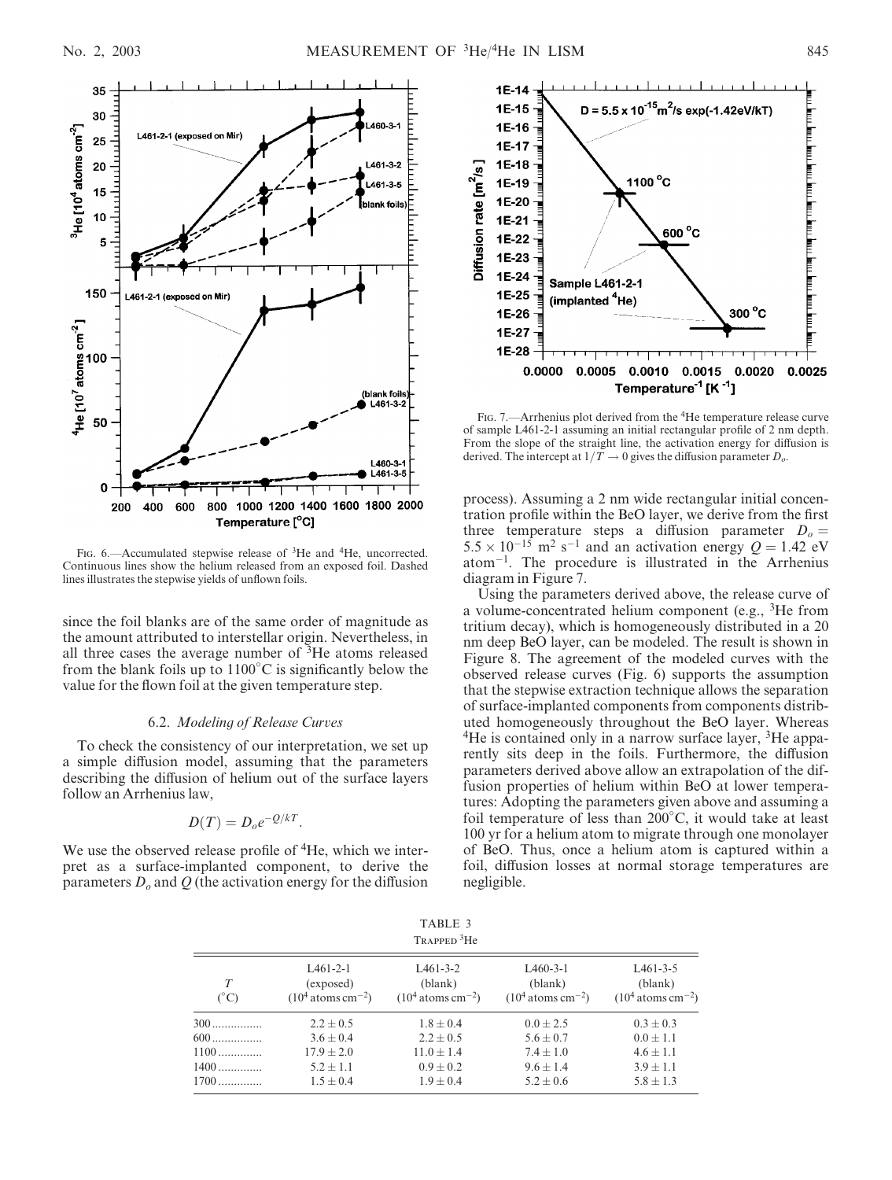FIG. 6.—Accumulated stepwise release of $^3$He and $^4$He, uncorrected. Continuous lines show the helium released from an exposed foil. Dashed lines illustrates the stepwise yields of unflown foils.

since the foil blanks are of the same order of magnitude as the amount attributed to interstellar origin. Nevertheless, in all three cases the average number of $^3$He atoms released from the blank foils up to 1100°C is significantly below the value for the flown foil at the given temperature step.

### 6.2. *Modeling of Release Curves*

To check the consistency of our interpretation, we set up a simple diffusion model, assuming that the parameters describing the diffusion of helium out of the surface layers follow an Arrhenius law,

$$D(T) = D_o e^{-Q/kT} .$$

We use the observed release profile of $^4$He, which we interpret as a surface-implanted component, to derive the parameters $D_o$ and $Q$ (the activation energy for the diffusion process). Assuming a 2 nm wide rectangular initial concentration profile within the BeO layer, we derive from the first three temperature steps a diffusion parameter $D_o = 5.5 \times 10^{-15}$ m$^2$ s$^{-1}$ and an activation energy $Q = 1.42$ eV atom$^{-1}$. The procedure is illustrated in the Arrhenius diagram in Figure 7.

FIG. 7.—Arrhenius plot derived from the $^4$He temperature release curve of sample L461-2-1 assuming an initial rectangular profile of 2 nm depth. From the slope of the straight line, the activation energy for diffusion is derived. The intercept at $1/T \to 0$ gives the diffusion parameter $D_o$.

Using the parameters derived above, the release curve of a volume-concentrated helium component (e.g., $^3$He from tritium decay), which is homogeneously distributed in a 20 nm deep BeO layer, can be modeled. The result is shown in Figure 8. The agreement of the modeled curves with the observed release curves (Fig. 6) supports the assumption that the stepwise extraction technique allows the separation of surface-implanted components from components distributed homogeneously throughout the BeO layer. Whereas $^4$He is contained only in a narrow surface layer, $^3$He apparently sits deep in the foils. Furthermore, the diffusion parameters derived above allow an extrapolation of the diffusion properties of helium within BeO at lower temperatures: Adopting the parameters given above and assuming a foil temperature of less than 200°C, it would take at least 100 yr for a helium atom to migrate through one monolayer of BeO. Thus, once a helium atom is captured within a foil, diffusion losses at normal storage temperatures are negligible.

TABLE 3
TRAPPED $^3$He

| $T$ (°C) | L461-2-1 (exposed) ($10^4$ atoms cm$^{-2}$) | L461-3-2 (blank) ($10^4$ atoms cm$^{-2}$) | L460-3-1 (blank) ($10^4$ atoms cm$^{-2}$) | L461-3-5 (blank) ($10^4$ atoms cm$^{-2}$) |
|---|---|---|---|---|
| 300 | $2.2 \pm 0.5$ | $1.8 \pm 0.4$ | $0.0 \pm 2.5$ | $0.3 \pm 0.3$ |
| 600 | $3.6 \pm 0.4$ | $2.2 \pm 0.5$ | $5.6 \pm 0.7$ | $0.0 \pm 1.1$ |
| 1100 | $17.9 \pm 2.0$ | $11.0 \pm 1.4$ | $7.4 \pm 1.0$ | $4.6 \pm 1.1$ |
| 1400 | $5.2 \pm 1.1$ | $0.9 \pm 0.2$ | $9.6 \pm 1.4$ | $3.9 \pm 1.1$ |
| 1700 | $1.5 \pm 0.4$ | $1.9 \pm 0.4$ | $5.2 \pm 0.6$ | $5.8 \pm 1.3$ |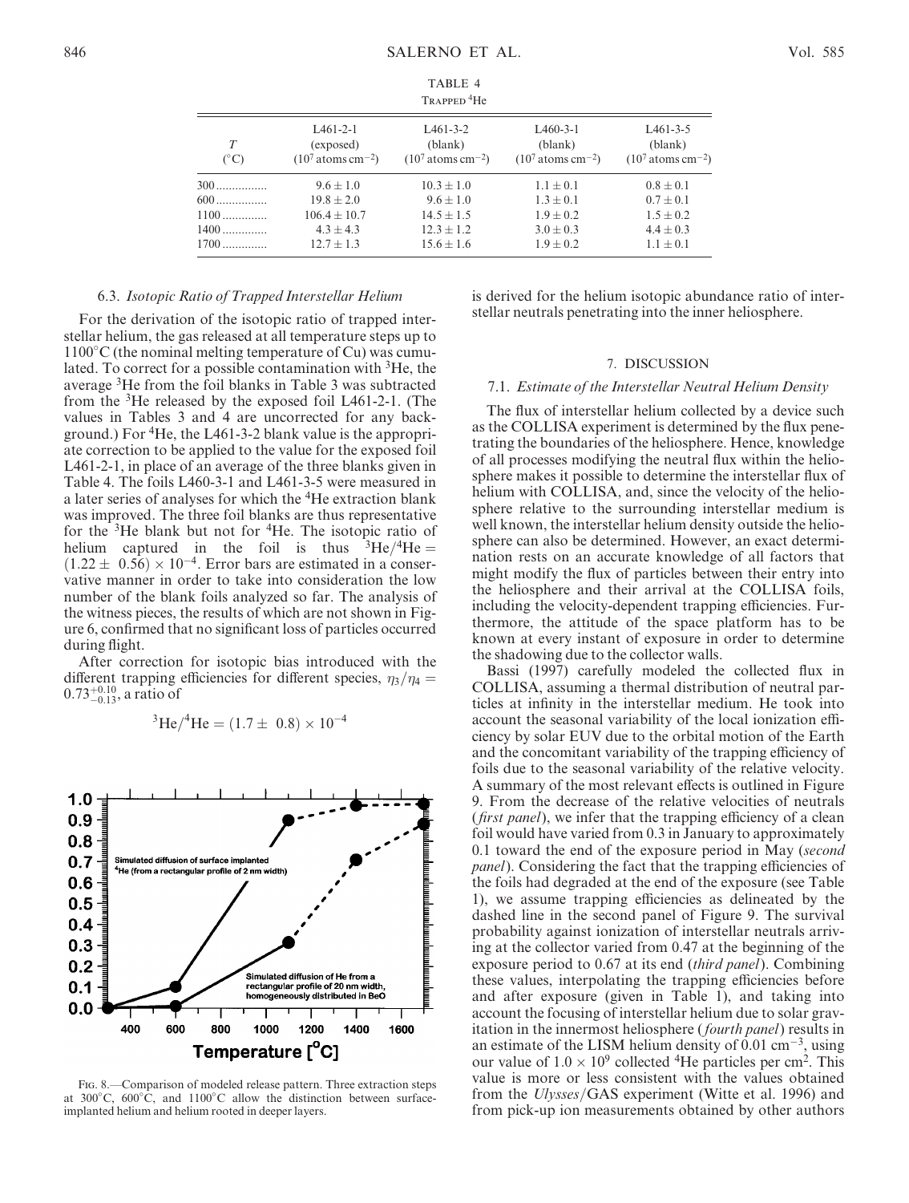TABLE 4

TRAPPED $^4$He

| $T$ (°C) | L461-2-1 (exposed) ($10^7$ atoms cm$^{-2}$) | L461-3-2 (blank) ($10^7$ atoms cm$^{-2}$) | L460-3-1 (blank) ($10^7$ atoms cm$^{-2}$) | L461-3-5 (blank) ($10^7$ atoms cm$^{-2}$) |
|---|---|---|---|---|
| 300 | $9.6 \pm 1.0$ | $10.3 \pm 1.0$ | $1.1 \pm 0.1$ | $0.8 \pm 0.1$ |
| 600 | $19.8 \pm 2.0$ | $9.6 \pm 1.0$ | $1.3 \pm 0.1$ | $0.7 \pm 0.1$ |
| 1100 | $106.4 \pm 10.7$ | $14.5 \pm 1.5$ | $1.9 \pm 0.2$ | $1.5 \pm 0.2$ |
| 1400 | $4.3 \pm 4.3$ | $12.3 \pm 1.2$ | $3.0 \pm 0.3$ | $4.4 \pm 0.3$ |
| 1700 | $12.7 \pm 1.3$ | $15.6 \pm 1.6$ | $1.9 \pm 0.2$ | $1.1 \pm 0.1$ |

### 6.3. *Isotopic Ratio of Trapped Interstellar Helium*

For the derivation of the isotopic ratio of trapped interstellar helium, the gas released at all temperature steps up to 1100°C (the nominal melting temperature of Cu) was cumulated. To correct for a possible contamination with $^3$He, the average $^3$He from the foil blanks in Table 3 was subtracted from the $^3$He released by the exposed foil L461-2-1. (The values in Tables 3 and 4 are uncorrected for any background.) For $^4$He, the L461-3-2 blank value is the appropriate correction to be applied to the value for the exposed foil L461-2-1, in place of an average of the three blanks given in Table 4. The foils L460-3-1 and L461-3-5 were measured in a later series of analyses for which the $^4$He extraction blank was improved. The three foil blanks are thus representative for the $^3$He blank but not for $^4$He. The isotopic ratio of helium captured in the foil is thus $^3\mathrm{He}/^4\mathrm{He} = (1.22 \pm 0.56) \times 10^{-4}$. Error bars are estimated in a conservative manner in order to take into consideration the low number of the blank foils analyzed so far. The analysis of the witness pieces, the results of which are not shown in Figure 6, confirmed that no significant loss of particles occurred during flight.

After correction for isotopic bias introduced with the different trapping efficiencies for different species, $\eta_3/\eta_4 = 0.73^{+0.10}_{-0.13}$, a ratio of

$$^3\mathrm{He}/^4\mathrm{He} = (1.7 \pm 0.8) \times 10^{-4}$$

is derived for the helium isotopic abundance ratio of interstellar neutrals penetrating into the inner heliosphere.

FIG. 8.—Comparison of modeled release pattern. Three extraction steps at 300°C, 600°C, and 1100°C allow the distinction between surface-implanted helium and helium rooted in deeper layers.

## 7. DISCUSSION

### 7.1. *Estimate of the Interstellar Neutral Helium Density*

The flux of interstellar helium collected by a device such as the COLLISA experiment is determined by the flux penetrating the boundaries of the heliosphere. Hence, knowledge of all processes modifying the neutral flux within the heliosphere makes it possible to determine the interstellar flux of helium with COLLISA, and, since the velocity of the heliosphere relative to the surrounding interstellar medium is well known, the interstellar helium density outside the heliosphere can also be determined. However, an exact determination rests on an accurate knowledge of all factors that might modify the flux of particles between their entry into the heliosphere and their arrival at the COLLISA foils, including the velocity-dependent trapping efficiencies. Furthermore, the attitude of the space platform has to be known at every instant of exposure in order to determine the shadowing due to the collector walls.

Bassi (1997) carefully modeled the collected flux in COLLISA, assuming a thermal distribution of neutral particles at infinity in the interstellar medium. He took into account the seasonal variability of the local ionization efficiency by solar EUV due to the orbital motion of the Earth and the concomitant variability of the trapping efficiency of foils due to the seasonal variability of the relative velocity. A summary of the most relevant effects is outlined in Figure 9. From the decrease of the relative velocities of neutrals (*first panel*), we infer that the trapping efficiency of a clean foil would have varied from 0.3 in January to approximately 0.1 toward the end of the exposure period in May (*second panel*). Considering the fact that the trapping efficiencies of the foils had degraded at the end of the exposure (see Table 1), we assume trapping efficiencies as delineated by the dashed line in the second panel of Figure 9. The survival probability against ionization of interstellar neutrals arriving at the collector varied from 0.47 at the beginning of the exposure period to 0.67 at its end (*third panel*). Combining these values, interpolating the trapping efficiencies before and after exposure (given in Table 1), and taking into account the focusing of interstellar helium due to solar gravitation in the innermost heliosphere (*fourth panel*) results in an estimate of the LISM helium density of 0.01 cm$^{-3}$, using our value of $1.0 \times 10^9$ collected $^4$He particles per cm$^2$. This value is more or less consistent with the values obtained from the *Ulysses*/GAS experiment (Witte et al. 1996) and from pick-up ion measurements obtained by other authors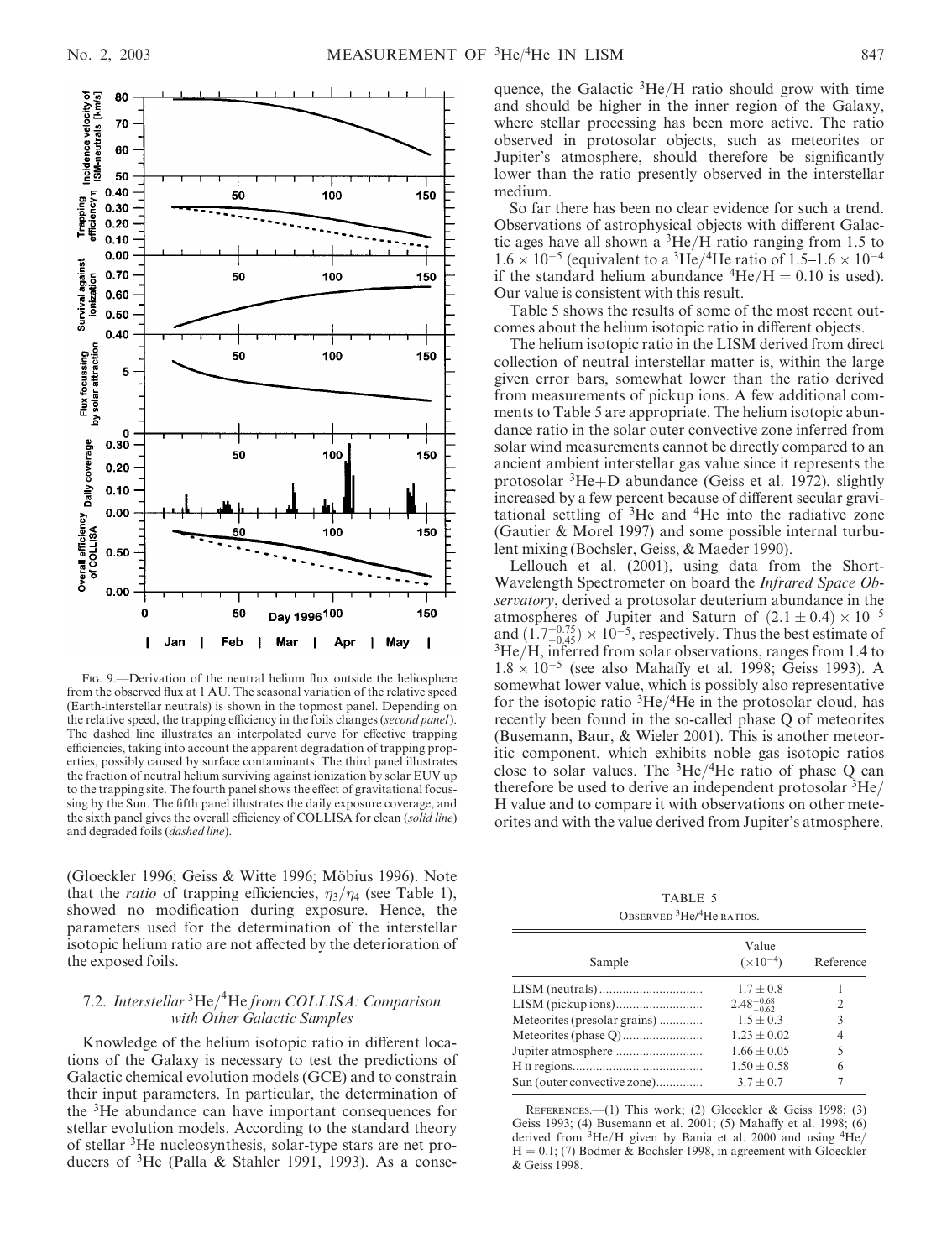FIG. 9.—Derivation of the neutral helium flux outside the heliosphere from the observed flux at 1 AU. The seasonal variation of the relative speed (Earth-interstellar neutrals) is shown in the topmost panel. Depending on the relative speed, the trapping efficiency in the foils changes (*second panel*). The dashed line illustrates an interpolated curve for effective trapping efficiencies, taking into account the apparent degradation of trapping properties, possibly caused by surface contaminants. The third panel illustrates the fraction of neutral helium surviving against ionization by solar EUV up to the trapping site. The fourth panel shows the effect of gravitational focussing by the Sun. The fifth panel illustrates the daily exposure coverage, and the sixth panel gives the overall efficiency of COLLISA for clean (*solid line*) and degraded foils (*dashed line*).

(Gloeckler 1996; Geiss & Witte 1996; Möbius 1996). Note that the *ratio* of trapping efficiencies, $\eta_3/\eta_4$ (see Table 1), showed no modification during exposure. Hence, the parameters used for the determination of the interstellar isotopic helium ratio are not affected by the deterioration of the exposed foils.

### 7.2. *Interstellar* $^3He/^4He$ *from COLLISA: Comparison with Other Galactic Samples*

Knowledge of the helium isotopic ratio in different locations of the Galaxy is necessary to test the predictions of Galactic chemical evolution models (GCE) and to constrain their input parameters. In particular, the determination of the $^3$He abundance can have important consequences for stellar evolution models. According to the standard theory of stellar $^3$He nucleosynthesis, solar-type stars are net producers of $^3$He (Palla & Stahler 1991, 1993). As a consequence, the Galactic $^3He/H$ ratio should grow with time and should be higher in the inner region of the Galaxy, where stellar processing has been more active. The ratio observed in protosolar objects, such as meteorites or Jupiter's atmosphere, should therefore be significantly lower than the ratio presently observed in the interstellar medium.

So far there has been no clear evidence for such a trend. Observations of astrophysical objects with different Galactic ages have all shown a $^3He/H$ ratio ranging from 1.5 to $1.6 \times 10^{-5}$ (equivalent to a $^3He/^4He$ ratio of $1.5$–$1.6 \times 10^{-4}$ if the standard helium abundance $^4He/H = 0.10$ is used). Our value is consistent with this result.

Table 5 shows the results of some of the most recent outcomes about the helium isotopic ratio in different objects.

The helium isotopic ratio in the LISM derived from direct collection of neutral interstellar matter is, within the large given error bars, somewhat lower than the ratio derived from measurements of pickup ions. A few additional comments to Table 5 are appropriate. The helium isotopic abundance ratio in the solar outer convective zone inferred from solar wind measurements cannot be directly compared to an ancient ambient interstellar gas value since it represents the protosolar $^3$He+D abundance (Geiss et al. 1972), slightly increased by a few percent because of different secular gravitational settling of $^3$He and $^4$He into the radiative zone (Gautier & Morel 1997) and some possible internal turbulent mixing (Bochsler, Geiss, & Maeder 1990).

Lellouch et al. (2001), using data from the Short-Wavelength Spectrometer on board the *Infrared Space Observatory*, derived a protosolar deuterium abundance in the atmospheres of Jupiter and Saturn of $(2.1 \pm 0.4) \times 10^{-5}$ and $(1.7^{+0.75}_{-0.45}) \times 10^{-5}$, respectively. Thus the best estimate of $^3He/H$, inferred from solar observations, ranges from 1.4 to $1.8 \times 10^{-5}$ (see also Mahaffy et al. 1998; Geiss 1993). A somewhat lower value, which is possibly also representative for the isotopic ratio $^3He/^4He$ in the protosolar cloud, has recently been found in the so-called phase Q of meteorites (Busemann, Baur, & Wieler 2001). This is another meteoritic component, which exhibits noble gas isotopic ratios close to solar values. The $^3He/^4He$ ratio of phase Q can therefore be used to derive an independent protosolar $^3He/H$ value and to compare it with observations on other meteorites and with the value derived from Jupiter's atmosphere.

TABLE 5
OBSERVED $^3He/^4He$ RATIOS.

| Sample | Value ($\times 10^{-4}$) | Reference |
|---|---|---|
| LISM (neutrals) | $1.7 \pm 0.8$ | 1 |
| LISM (pickup ions) | $2.48^{+0.68}_{-0.62}$ | 2 |
| Meteorites (presolar grains) | $1.5 \pm 0.3$ | 3 |
| Meteorites (phase Q) | $1.23 \pm 0.02$ | 4 |
| Jupiter atmosphere | $1.66 \pm 0.05$ | 5 |
| H II regions | $1.50 \pm 0.58$ | 6 |
| Sun (outer convective zone) | $3.7 \pm 0.7$ | 7 |

REFERENCES.—(1) This work; (2) Gloeckler & Geiss 1998; (3) Geiss 1993; (4) Busemann et al. 2001; (5) Mahaffy et al. 1998; (6) derived from $^3He/H$ given by Bania et al. 2000 and using $^4He/H = 0.1$; (7) Bodmer & Bochsler 1998, in agreement with Gloeckler & Geiss 1998.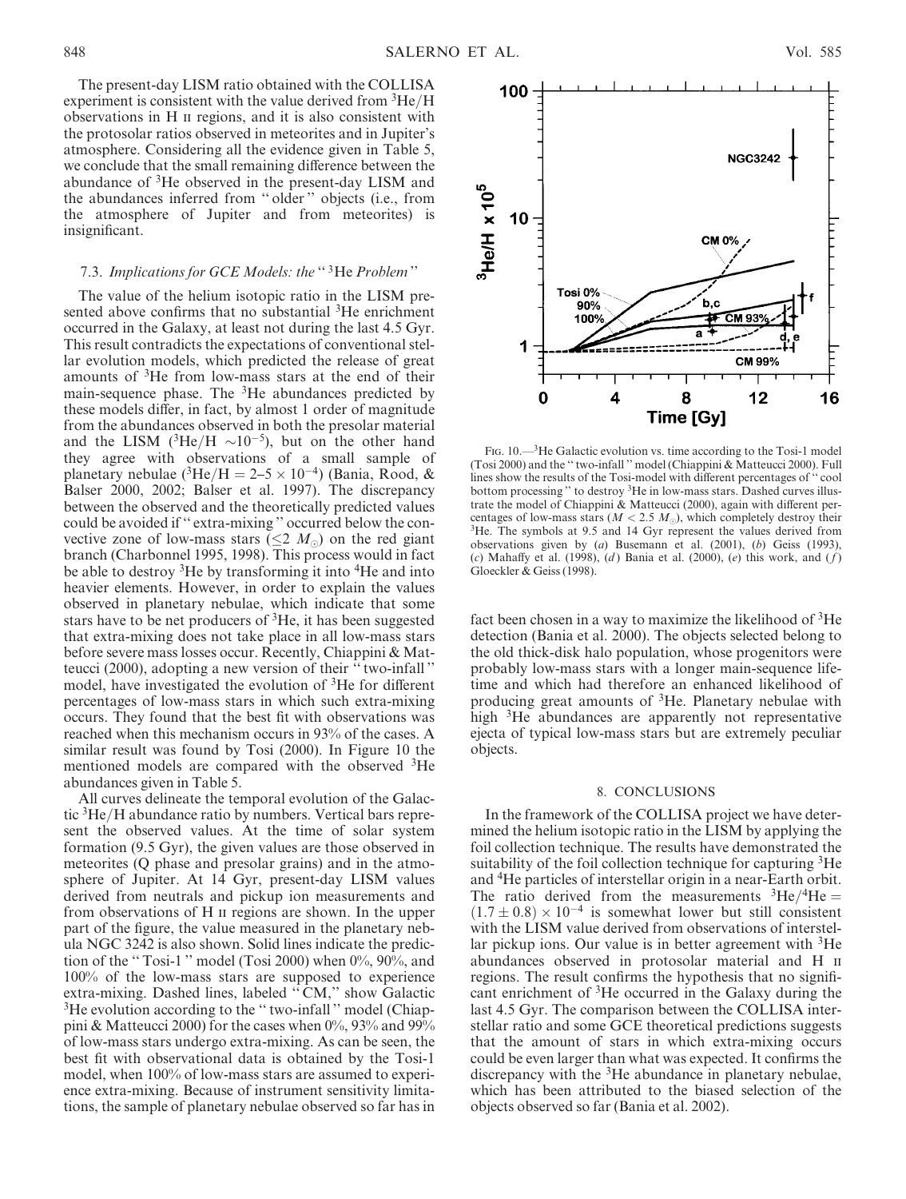The present-day LISM ratio obtained with the COLLISA experiment is consistent with the value derived from $^3$He/H observations in H II regions, and it is also consistent with the protosolar ratios observed in meteorites and in Jupiter's atmosphere. Considering all the evidence given in Table 5, we conclude that the small remaining difference between the abundance of $^3$He observed in the present-day LISM and the abundances inferred from "older" objects (i.e., from the atmosphere of Jupiter and from meteorites) is insignificant.

### 7.3. *Implications for GCE Models: the "$^3$He Problem"*

The value of the helium isotopic ratio in the LISM presented above confirms that no substantial $^3$He enrichment occurred in the Galaxy, at least not during the last 4.5 Gyr. This result contradicts the expectations of conventional stellar evolution models, which predicted the release of great amounts of $^3$He from low-mass stars at the end of their main-sequence phase. The $^3$He abundances predicted by these models differ, in fact, by almost 1 order of magnitude from the abundances observed in both the presolar material and the LISM ($^3$He/H $\sim 10^{-5}$), but on the other hand they agree with observations of a small sample of planetary nebulae ($^3$He/H $= 2$–$5 \times 10^{-4}$) (Bania, Rood, & Balser 2000, 2002; Balser et al. 1997). The discrepancy between the observed and the theoretically predicted values could be avoided if "extra-mixing" occurred below the convective zone of low-mass stars ($\lesssim 2\ M_\odot$) on the red giant branch (Charbonnel 1995, 1998). This process would in fact be able to destroy $^3$He by transforming it into $^4$He and into heavier elements. However, in order to explain the values observed in planetary nebulae, which indicate that some stars have to be net producers of $^3$He, it has been suggested that extra-mixing does not take place in all low-mass stars before severe mass losses occur. Recently, Chiappini & Matteucci (2000), adopting a new version of their "two-infall" model, have investigated the evolution of $^3$He for different percentages of low-mass stars in which such extra-mixing occurs. They found that the best fit with observations was reached when this mechanism occurs in 93% of the cases. A similar result was found by Tosi (2000). In Figure 10 the mentioned models are compared with the observed $^3$He abundances given in Table 5.

All curves delineate the temporal evolution of the Galactic $^3$He/H abundance ratio by numbers. Vertical bars represent the observed values. At the time of solar system formation (9.5 Gyr), the given values are those observed in meteorites (Q phase and presolar grains) and in the atmosphere of Jupiter. At 14 Gyr, present-day LISM values derived from neutrals and pickup ion measurements and from observations of H II regions are shown. In the upper part of the figure, the value measured in the planetary nebula NGC 3242 is also shown. Solid lines indicate the prediction of the "Tosi-1" model (Tosi 2000) when 0%, 90%, and 100% of the low-mass stars are supposed to experience extra-mixing. Dashed lines, labeled "CM," show Galactic $^3$He evolution according to the "two-infall" model (Chiappini & Matteucci 2000) for the cases when 0%, 93% and 99% of low-mass stars undergo extra-mixing. As can be seen, the best fit with observational data is obtained by the Tosi-1 model, when 100% of low-mass stars are assumed to experience extra-mixing. Because of instrument sensitivity limitations, the sample of planetary nebulae observed so far has in fact been chosen in a way to maximize the likelihood of $^3$He detection (Bania et al. 2000). The objects selected belong to the old thick-disk halo population, whose progenitors were probably low-mass stars with a longer main-sequence lifetime and which had therefore an enhanced likelihood of producing great amounts of $^3$He. Planetary nebulae with high $^3$He abundances are apparently not representative ejecta of typical low-mass stars but are extremely peculiar objects.

Fig. 10.—$^3$He Galactic evolution vs. time according to the Tosi-1 model (Tosi 2000) and the "two-infall" model (Chiappini & Matteucci 2000). Full lines show the results of the Tosi-model with different percentages of "cool bottom processing" to destroy $^3$He in low-mass stars. Dashed curves illustrate the model of Chiappini & Matteucci (2000), again with different percentages of low-mass stars ($M < 2.5\ M_\odot$), which completely destroy their $^3$He. The symbols at 9.5 and 14 Gyr represent the values derived from observations given by (*a*) Busemann et al. (2001), (*b*) Geiss (1993), (*c*) Mahaffy et al. (1998), (*d*) Bania et al. (2000), (*e*) this work, and (*f*) Gloeckler & Geiss (1998).

## 8. CONCLUSIONS

In the framework of the COLLISA project we have determined the helium isotopic ratio in the LISM by applying the foil collection technique. The results have demonstrated the suitability of the foil collection technique for capturing $^3$He and $^4$He particles of interstellar origin in a near-Earth orbit. The ratio derived from the measurements $^3$He/$^4$He $= (1.7 \pm 0.8) \times 10^{-4}$ is somewhat lower but still consistent with the LISM value derived from observations of interstellar pickup ions. Our value is in better agreement with $^3$He abundances observed in protosolar material and H II regions. The result confirms the hypothesis that no significant enrichment of $^3$He occurred in the Galaxy during the last 4.5 Gyr. The comparison between the COLLISA interstellar ratio and some GCE theoretical predictions suggests that the amount of stars in which extra-mixing occurs could be even larger than what was expected. It confirms the discrepancy with the $^3$He abundance in planetary nebulae, which has been attributed to the biased selection of the objects observed so far (Bania et al. 2002).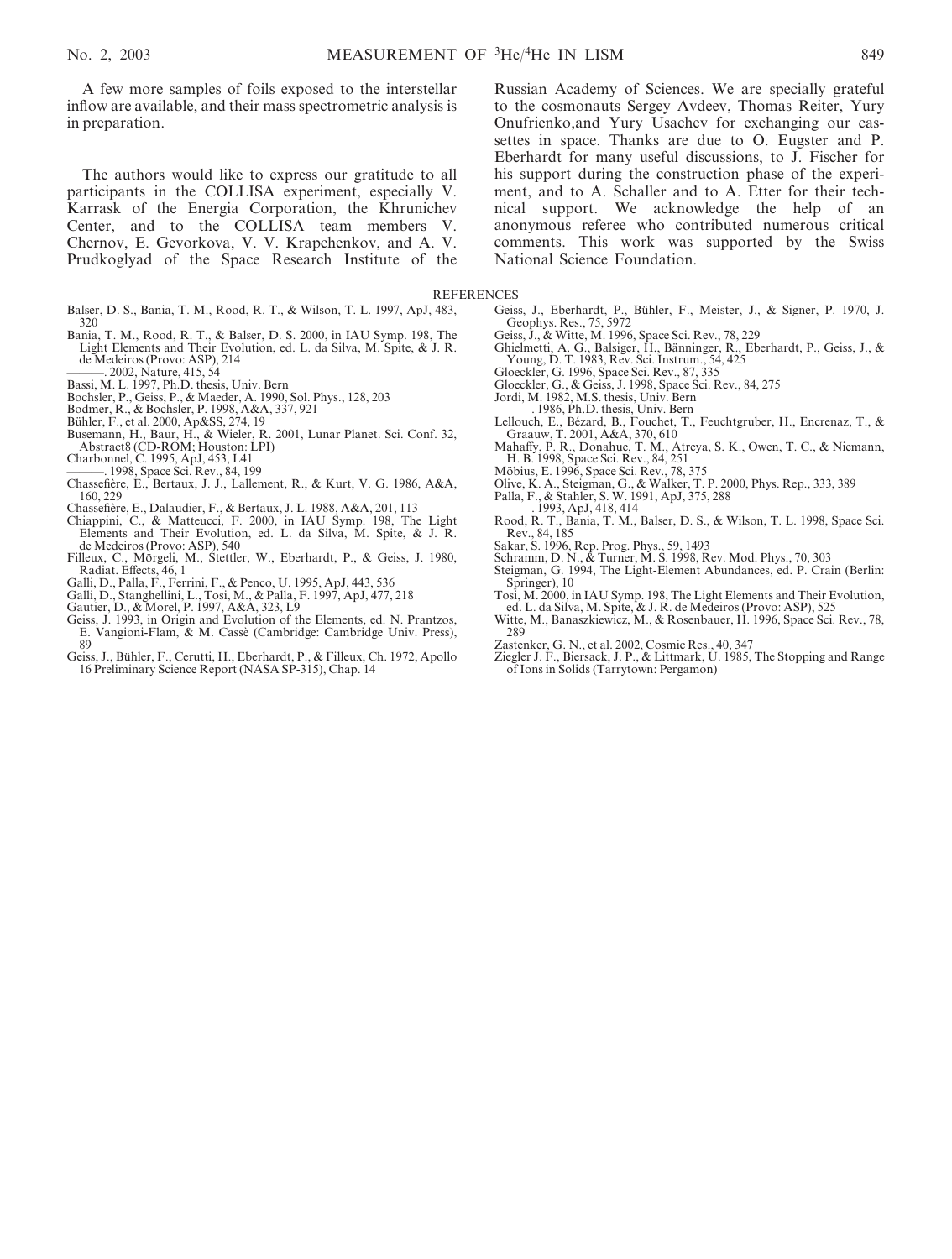A few more samples of foils exposed to the interstellar inflow are available, and their mass spectrometric analysis is in preparation.

The authors would like to express our gratitude to all participants in the COLLISA experiment, especially V. Karrask of the Energia Corporation, the Khrunichev Center, and to the COLLISA team members V. Chernov, E. Gevorkova, V. V. Krapchenkov, and A. V. Prudkoglyad of the Space Research Institute of the Russian Academy of Sciences. We are specially grateful to the cosmonauts Sergey Avdeev, Thomas Reiter, Yury Onufrienko,and Yury Usachev for exchanging our cassettes in space. Thanks are due to O. Eugster and P. Eberhardt for many useful discussions, to J. Fischer for his support during the construction phase of the experiment, and to A. Schaller and to A. Etter for their technical support. We acknowledge the help of an anonymous referee who contributed numerous critical comments. This work was supported by the Swiss National Science Foundation.

## REFERENCES

Balser, D. S., Bania, T. M., Rood, R. T., & Wilson, T. L. 1997, ApJ, 483, 320

Bania, T. M., Rood, R. T., & Balser, D. S. 2000, in IAU Symp. 198, The Light Elements and Their Evolution, ed. L. da Silva, M. Spite, & J. R. de Medeiros (Provo: ASP), 214

———. 2002, Nature, 415, 54

Bassi, M. L. 1997, Ph.D. thesis, Univ. Bern

Bochsler, P., Geiss, P., & Maeder, A. 1990, Sol. Phys., 128, 203

Bodmer, R., & Bochsler, P. 1998, A&A, 337, 921

Bühler, F., et al. 2000, Ap&SS, 274, 19

Busemann, H., Baur, H., & Wieler, R. 2001, Lunar Planet. Sci. Conf. 32, Abstract8 (CD-ROM; Houston: LPI)

Charbonnel, C. 1995, ApJ, 453, L41

———. 1998, Space Sci. Rev., 84, 199

Chassefière, E., Bertaux, J. J., Lallement, R., & Kurt, V. G. 1986, A&A, 160, 229

Chassefière, E., Dalaudier, F., & Bertaux, J. L. 1988, A&A, 201, 113

Chiappini, C., & Matteucci, F. 2000, in IAU Symp. 198, The Light Elements and Their Evolution, ed. L. da Silva, M. Spite, & J. R. de Medeiros (Provo: ASP), 540

Filleux, C., Mörgeli, M., Stettler, W., Eberhardt, P., & Geiss, J. 1980, Radiat. Effects, 46, 1

Galli, D., Palla, F., Ferrini, F., & Penco, U. 1995, ApJ, 443, 536

Galli, D., Stanghellini, L., Tosi, M., & Palla, F. 1997, ApJ, 477, 218

Gautier, D., & Morel, P. 1997, A&A, 323, L9

Geiss, J. 1993, in Origin and Evolution of the Elements, ed. N. Prantzos, E. Vangioni-Flam, & M. Cassè (Cambridge: Cambridge Univ. Press), 89

Geiss, J., Bühler, F., Cerutti, H., Eberhardt, P., & Filleux, Ch. 1972, Apollo 16 Preliminary Science Report (NASA SP-315), Chap. 14

Geiss, J., Eberhardt, P., Bühler, F., Meister, J., & Signer, P. 1970, J. Geophys. Res., 75, 5972

Geiss, J., & Witte, M. 1996, Space Sci. Rev., 78, 229

Ghielmetti, A. G., Balsiger, H., Bänninger, R., Eberhardt, P., Geiss, J., & Young, D. T. 1983, Rev. Sci. Instrum., 54, 425

Gloeckler, G. 1996, Space Sci. Rev., 87, 335

Gloeckler, G., & Geiss, J. 1998, Space Sci. Rev., 84, 275

Jordi, M. 1982, M.S. thesis, Univ. Bern

———. 1986, Ph.D. thesis, Univ. Bern

Lellouch, E., Bézard, B., Fouchet, T., Feuchtgruber, H., Encrenaz, T., & Graauw, T. 2001, A&A, 370, 610

Mahaffy, P. R., Donahue, T. M., Atreya, S. K., Owen, T. C., & Niemann, H. B. 1998, Space Sci. Rev., 84, 251

Möbius, E. 1996, Space Sci. Rev., 78, 375

Olive, K. A., Steigman, G., & Walker, T. P. 2000, Phys. Rep., 333, 389

Palla, F., & Stahler, S. W. 1991, ApJ, 375, 288

———. 1993, ApJ, 418, 414

Rood, R. T., Bania, T. M., Balser, D. S., & Wilson, T. L. 1998, Space Sci. Rev., 84, 185

Sakar, S. 1996, Rep. Prog. Phys., 59, 1493

Schramm, D. N., & Turner, M. S. 1998, Rev. Mod. Phys., 70, 303

Steigman, G. 1994, The Light-Element Abundances, ed. P. Crain (Berlin: Springer), 10

Tosi, M. 2000, in IAU Symp. 198, The Light Elements and Their Evolution, ed. L. da Silva, M. Spite, & J. R. de Medeiros (Provo: ASP), 525

Witte, M., Banaszkiewicz, M., & Rosenbauer, H. 1996, Space Sci. Rev., 78, 289

Zastenker, G. N., et al. 2002, Cosmic Res., 40, 347

Ziegler J. F., Biersack, J. P., & Littmark, U. 1985, The Stopping and Range of Ions in Solids (Tarrytown: Pergamon)